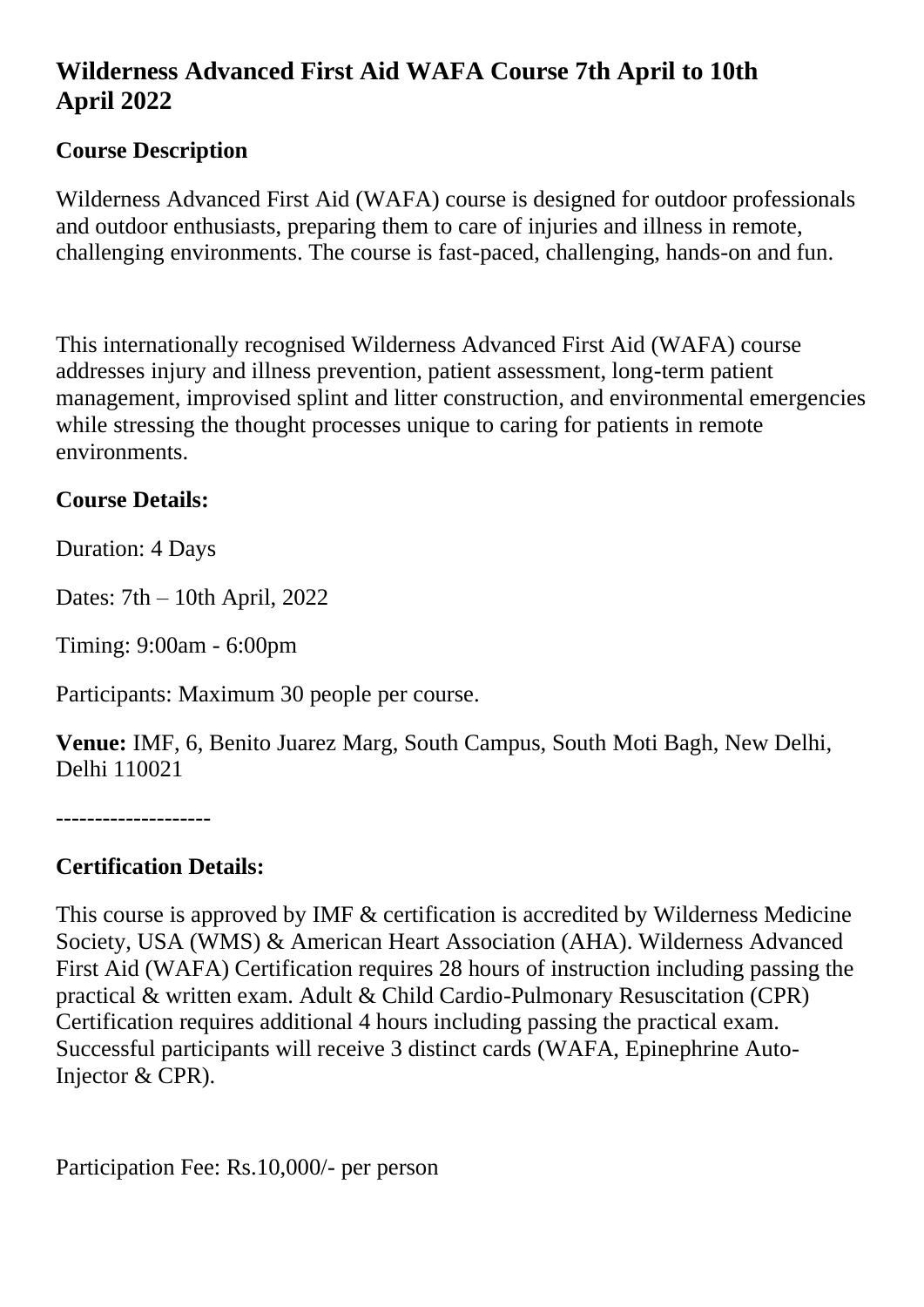# Wilderness Advanced First Aid WAFA Course 7th April to 10th April 2022

## Course Description

Wilderness Advanced First Aid (WAFA) course is designed for outdoor professionals and outdoor enthusiasts, preparing them to care of injuries and illness in remote, challenging environments. The course is fast-paced, challenging, hands-on and fun.

This internationally recognised Wilderness Advanced First Aid (WAFA) course addresses injury and illness prevention, patient assessment, long-term patient management, improvised splint and litter construction, and environmental emergencies while stressing the thought processes unique to caring for patients in remote environments.

## Course Details:

Duration: 4 Days

Dates: 7th – 10th April, 2022

Timing: 9:00am - 6:00pm

Participants: Maximum 30 people per course.

**Venue:** IMF, 6, Benito Juarez Marg, South Campus, South Moti Bagh, New Delhi, Delhi 110021

--------------------

## Certification Details:

This course is approved by IMF & certification is accredited by Wilderness Medicine Society, USA (WMS) & American Heart Association (AHA). Wilderness Advanced First Aid (WAFA) Certification requires 28 hours of instruction including passing the practical & written exam. Adult & Child Cardio-Pulmonary Resuscitation (CPR) Certification requires additional 4 hours including passing the practical exam. Successful participants will receive 3 distinct cards (WAFA, Epinephrine Auto-Injector & CPR).

Participation Fee: Rs.10,000/- per person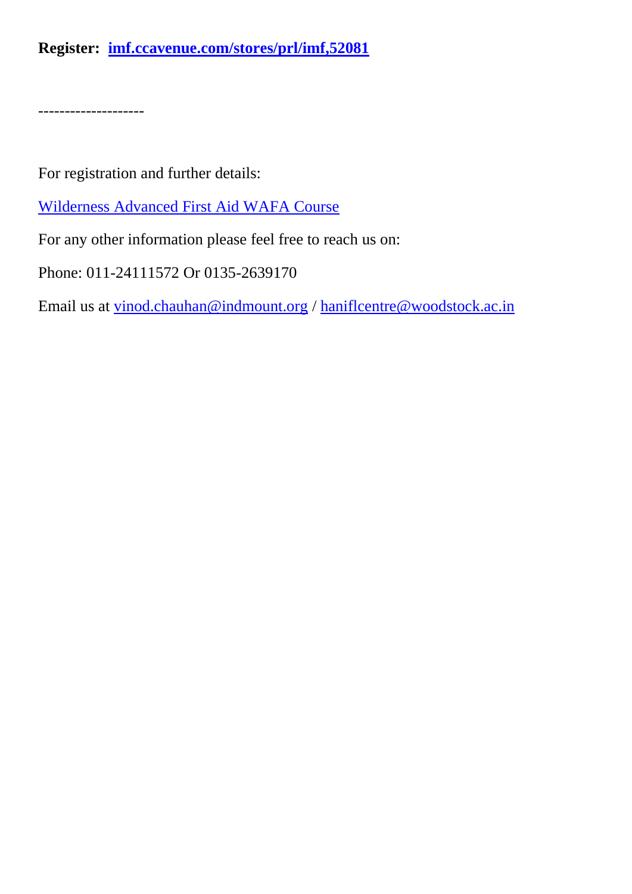**Register:** **imf.ccavenue.com/stores/prl/imf,52081**

--------------------

For registration and further details:

Wilderness Advanced First Aid WAFA Course

For any other information please feel free to reach us on:

Phone: 011-24111572 Or 0135-2639170

Email us at vinod.chauhan@indmount.org / haniflcentre@woodstock.ac.in